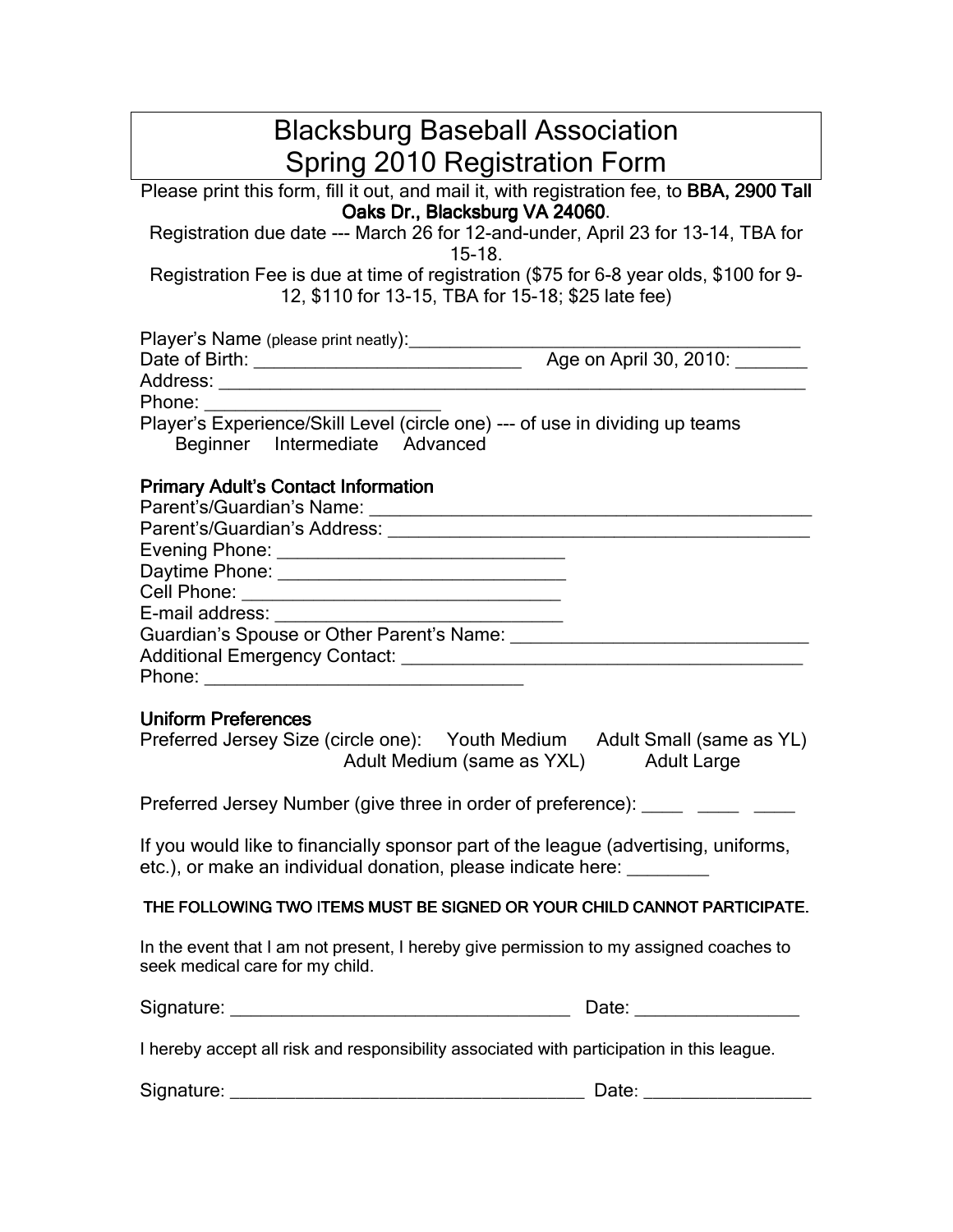# Blacksburg Baseball Association Spring 2010 Registration Form

Please print this form, fill it out, and mail it, with registration fee, to **BBA, 2900 Tall Oaks Dr., Blacksburg VA 24060**.

Registration due date --- March 26 for 12-and-under, April 23 for 13-14, TBA for 15-18.

Registration Fee is due at time of registration ($75 for 6-8 year olds, $100 for 9-12, $110 for 13-15, TBA for 15-18; $25 late fee)

Player's Name (please print neatly):__________________________________________

Date of Birth: ______________________________ Age on April 30, 2010: ________

Address: _________________________________________________________________

Phone: _________________________

Player's Experience/Skill Level (circle one) --- of use in dividing up teams

Beginner Intermediate Advanced

**Primary Adult's Contact Information**

Parent's/Guardian's Name: _______________________________________________

Parent's/Guardian's Address: _____________________________________________

Evening Phone: ______________________________

Daytime Phone: ______________________________

Cell Phone: _________________________________

E-mail address: ______________________________

Guardian's Spouse or Other Parent's Name: ________________________________

Additional Emergency Contact: ____________________________________________

Phone: _________________________________

**Uniform Preferences**

Preferred Jersey Size (circle one): Youth Medium Adult Small (same as YL) Adult Medium (same as YXL) Adult Large

Preferred Jersey Number (give three in order of preference): ____ ____ ____

If you would like to financially sponsor part of the league (advertising, uniforms, etc.), or make an individual donation, please indicate here: ________

**THE FOLLOWING TWO ITEMS MUST BE SIGNED OR YOUR CHILD CANNOT PARTICIPATE.**

In the event that I am not present, I hereby give permission to my assigned coaches to seek medical care for my child.

Signature: ____________________________________ Date: _________________

I hereby accept all risk and responsibility associated with participation in this league.

Signature: _____________________________________ Date: _________________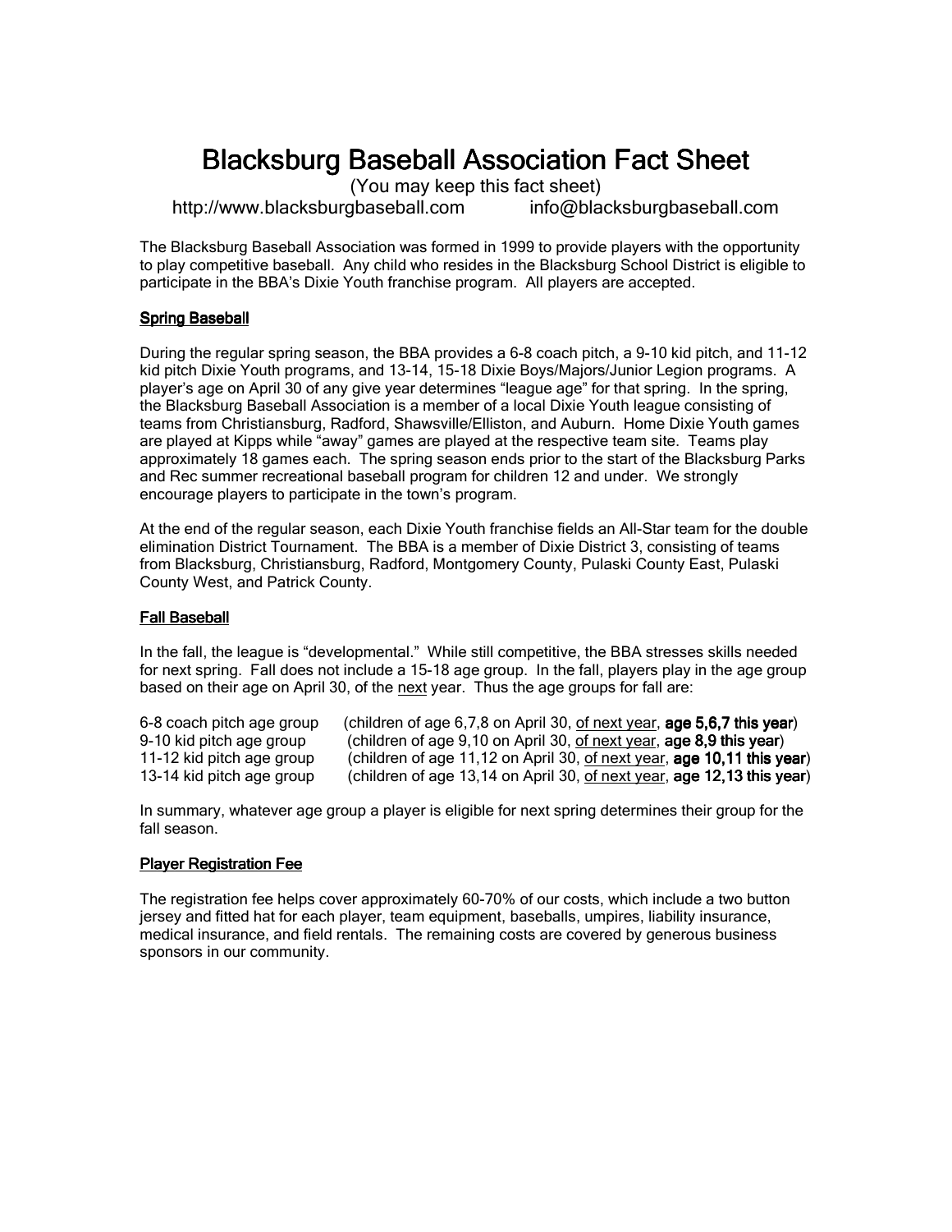# Blacksburg Baseball Association Fact Sheet

(You may keep this fact sheet)

http://www.blacksburgbaseball.com info@blacksburgbaseball.com

The Blacksburg Baseball Association was formed in 1999 to provide players with the opportunity to play competitive baseball. Any child who resides in the Blacksburg School District is eligible to participate in the BBA's Dixie Youth franchise program. All players are accepted.

## Spring Baseball

During the regular spring season, the BBA provides a 6-8 coach pitch, a 9-10 kid pitch, and 11-12 kid pitch Dixie Youth programs, and 13-14, 15-18 Dixie Boys/Majors/Junior Legion programs. A player's age on April 30 of any give year determines "league age" for that spring. In the spring, the Blacksburg Baseball Association is a member of a local Dixie Youth league consisting of teams from Christiansburg, Radford, Shawsville/Elliston, and Auburn. Home Dixie Youth games are played at Kipps while "away" games are played at the respective team site. Teams play approximately 18 games each. The spring season ends prior to the start of the Blacksburg Parks and Rec summer recreational baseball program for children 12 and under. We strongly encourage players to participate in the town's program.

At the end of the regular season, each Dixie Youth franchise fields an All-Star team for the double elimination District Tournament. The BBA is a member of Dixie District 3, consisting of teams from Blacksburg, Christiansburg, Radford, Montgomery County, Pulaski County East, Pulaski County West, and Patrick County.

## Fall Baseball

In the fall, the league is "developmental." While still competitive, the BBA stresses skills needed for next spring. Fall does not include a 15-18 age group. In the fall, players play in the age group based on their age on April 30, of the next year. Thus the age groups for fall are:

6-8 coach pitch age group (children of age 6,7,8 on April 30, of next year, **age 5,6,7 this year**)
9-10 kid pitch age group (children of age 9,10 on April 30, of next year, **age 8,9 this year**)
11-12 kid pitch age group (children of age 11,12 on April 30, of next year, **age 10,11 this year**)
13-14 kid pitch age group (children of age 13,14 on April 30, of next year, **age 12,13 this year**)

In summary, whatever age group a player is eligible for next spring determines their group for the fall season.

## Player Registration Fee

The registration fee helps cover approximately 60-70% of our costs, which include a two button jersey and fitted hat for each player, team equipment, baseballs, umpires, liability insurance, medical insurance, and field rentals. The remaining costs are covered by generous business sponsors in our community.